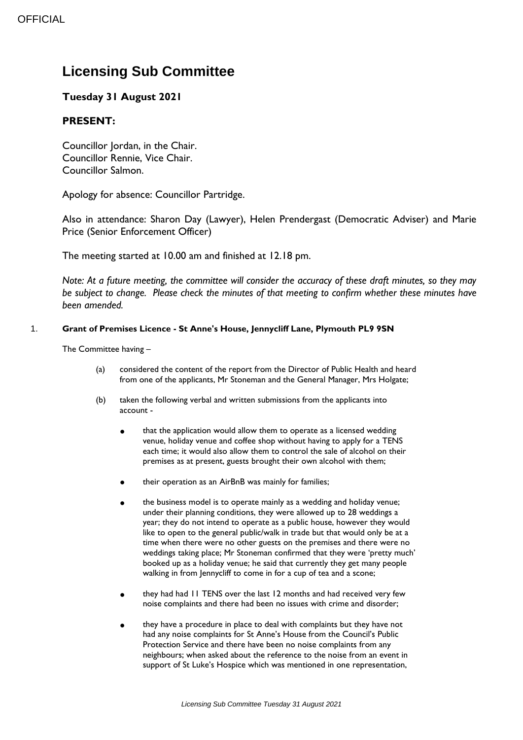# Licensing Sub Committee

## Tuesday 31 August 2021

### PRESENT:

Councillor Jordan, in the Chair.
Councillor Rennie, Vice Chair.
Councillor Salmon.

Apology for absence: Councillor Partridge.

Also in attendance: Sharon Day (Lawyer), Helen Prendergast (Democratic Adviser) and Marie Price (Senior Enforcement Officer)

The meeting started at 10.00 am and finished at 12.18 pm.

*Note: At a future meeting, the committee will consider the accuracy of these draft minutes, so they may be subject to change. Please check the minutes of that meeting to confirm whether these minutes have been amended.*

1. **Grant of Premises Licence - St Anne's House, Jennycliff Lane, Plymouth PL9 9SN**

The Committee having –

(a) considered the content of the report from the Director of Public Health and heard from one of the applicants, Mr Stoneman and the General Manager, Mrs Holgate;

(b) taken the following verbal and written submissions from the applicants into account -

- that the application would allow them to operate as a licensed wedding venue, holiday venue and coffee shop without having to apply for a TENS each time; it would also allow them to control the sale of alcohol on their premises as at present, guests brought their own alcohol with them;

- their operation as an AirBnB was mainly for families;

- the business model is to operate mainly as a wedding and holiday venue; under their planning conditions, they were allowed up to 28 weddings a year; they do not intend to operate as a public house, however they would like to open to the general public/walk in trade but that would only be at a time when there were no other guests on the premises and there were no weddings taking place; Mr Stoneman confirmed that they were 'pretty much' booked up as a holiday venue; he said that currently they get many people walking in from Jennycliff to come in for a cup of tea and a scone;

- they had had 11 TENS over the last 12 months and had received very few noise complaints and there had been no issues with crime and disorder;

- they have a procedure in place to deal with complaints but they have not had any noise complaints for St Anne's House from the Council's Public Protection Service and there have been no noise complaints from any neighbours; when asked about the reference to the noise from an event in support of St Luke's Hospice which was mentioned in one representation,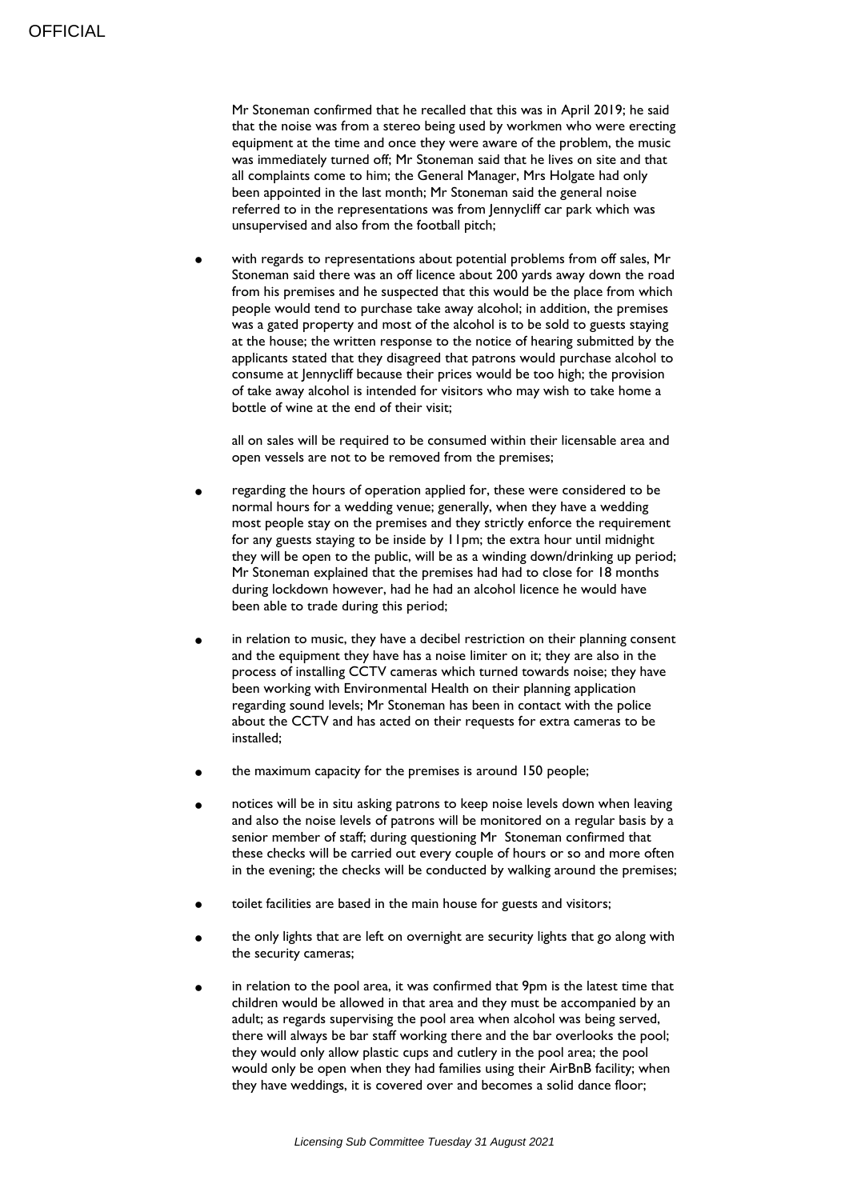Mr Stoneman confirmed that he recalled that this was in April 2019; he said that the noise was from a stereo being used by workmen who were erecting equipment at the time and once they were aware of the problem, the music was immediately turned off; Mr Stoneman said that he lives on site and that all complaints come to him; the General Manager, Mrs Holgate had only been appointed in the last month; Mr Stoneman said the general noise referred to in the representations was from Jennycliff car park which was unsupervised and also from the football pitch;

- with regards to representations about potential problems from off sales, Mr Stoneman said there was an off licence about 200 yards away down the road from his premises and he suspected that this would be the place from which people would tend to purchase take away alcohol; in addition, the premises was a gated property and most of the alcohol is to be sold to guests staying at the house; the written response to the notice of hearing submitted by the applicants stated that they disagreed that patrons would purchase alcohol to consume at Jennycliff because their prices would be too high; the provision of take away alcohol is intended for visitors who may wish to take home a bottle of wine at the end of their visit;

  all on sales will be required to be consumed within their licensable area and open vessels are not to be removed from the premises;

- regarding the hours of operation applied for, these were considered to be normal hours for a wedding venue; generally, when they have a wedding most people stay on the premises and they strictly enforce the requirement for any guests staying to be inside by 11pm; the extra hour until midnight they will be open to the public, will be as a winding down/drinking up period; Mr Stoneman explained that the premises had had to close for 18 months during lockdown however, had he had an alcohol licence he would have been able to trade during this period;

- in relation to music, they have a decibel restriction on their planning consent and the equipment they have has a noise limiter on it; they are also in the process of installing CCTV cameras which turned towards noise; they have been working with Environmental Health on their planning application regarding sound levels; Mr Stoneman has been in contact with the police about the CCTV and has acted on their requests for extra cameras to be installed;

- the maximum capacity for the premises is around 150 people;

- notices will be in situ asking patrons to keep noise levels down when leaving and also the noise levels of patrons will be monitored on a regular basis by a senior member of staff; during questioning Mr Stoneman confirmed that these checks will be carried out every couple of hours or so and more often in the evening; the checks will be conducted by walking around the premises;

- toilet facilities are based in the main house for guests and visitors;

- the only lights that are left on overnight are security lights that go along with the security cameras;

- in relation to the pool area, it was confirmed that 9pm is the latest time that children would be allowed in that area and they must be accompanied by an adult; as regards supervising the pool area when alcohol was being served, there will always be bar staff working there and the bar overlooks the pool; they would only allow plastic cups and cutlery in the pool area; the pool would only be open when they had families using their AirBnB facility; when they have weddings, it is covered over and becomes a solid dance floor;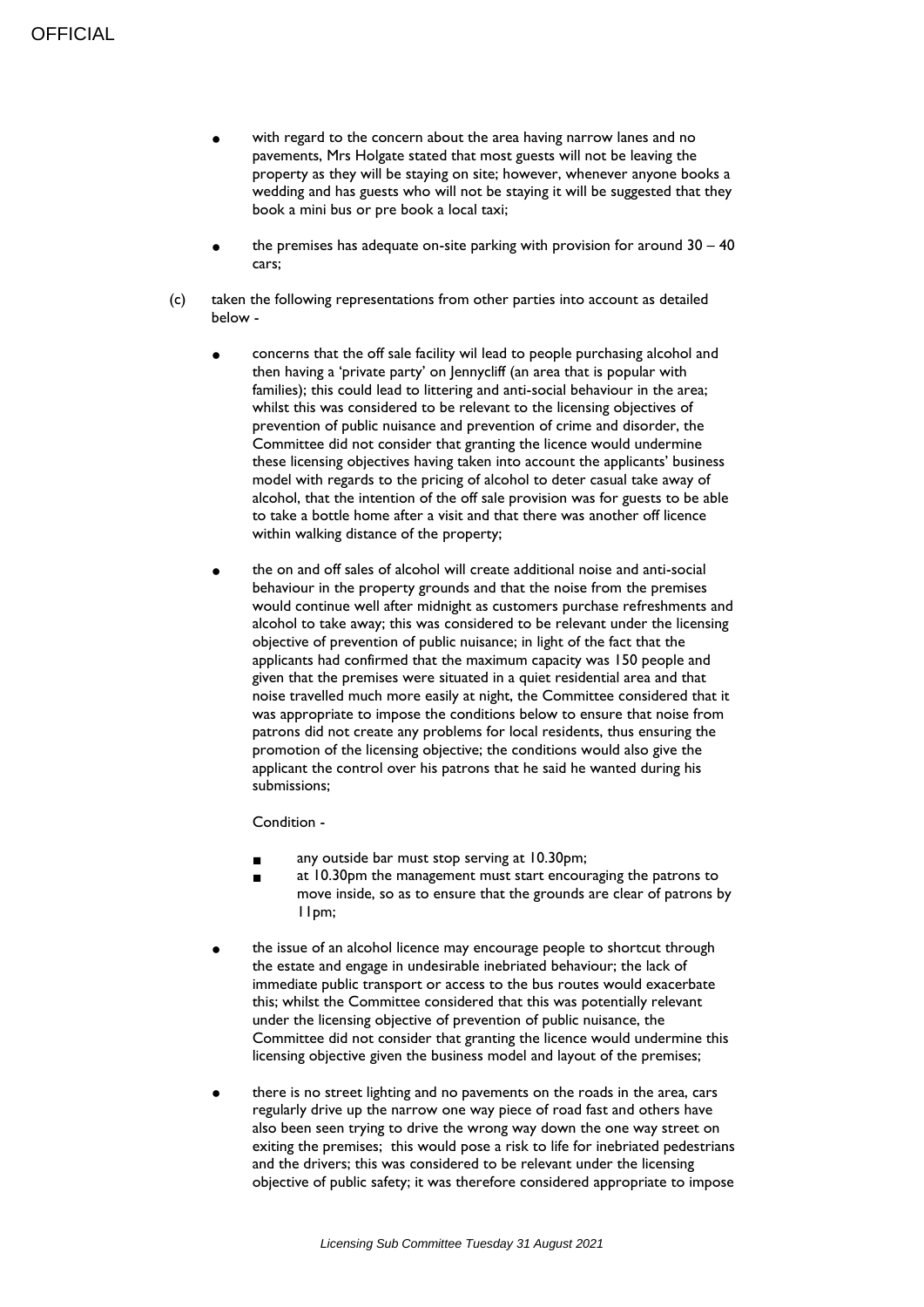- with regard to the concern about the area having narrow lanes and no pavements, Mrs Holgate stated that most guests will not be leaving the property as they will be staying on site; however, whenever anyone books a wedding and has guests who will not be staying it will be suggested that they book a mini bus or pre book a local taxi;

- the premises has adequate on-site parking with provision for around 30 – 40 cars;

(c) taken the following representations from other parties into account as detailed below -

- concerns that the off sale facility wil lead to people purchasing alcohol and then having a 'private party' on Jennycliff (an area that is popular with families); this could lead to littering and anti-social behaviour in the area; whilst this was considered to be relevant to the licensing objectives of prevention of public nuisance and prevention of crime and disorder, the Committee did not consider that granting the licence would undermine these licensing objectives having taken into account the applicants' business model with regards to the pricing of alcohol to deter casual take away of alcohol, that the intention of the off sale provision was for guests to be able to take a bottle home after a visit and that there was another off licence within walking distance of the property;

- the on and off sales of alcohol will create additional noise and anti-social behaviour in the property grounds and that the noise from the premises would continue well after midnight as customers purchase refreshments and alcohol to take away; this was considered to be relevant under the licensing objective of prevention of public nuisance; in light of the fact that the applicants had confirmed that the maximum capacity was 150 people and given that the premises were situated in a quiet residential area and that noise travelled much more easily at night, the Committee considered that it was appropriate to impose the conditions below to ensure that noise from patrons did not create any problems for local residents, thus ensuring the promotion of the licensing objective; the conditions would also give the applicant the control over his patrons that he said he wanted during his submissions;

  Condition -

  - any outside bar must stop serving at 10.30pm;
  - at 10.30pm the management must start encouraging the patrons to move inside, so as to ensure that the grounds are clear of patrons by 11pm;

- the issue of an alcohol licence may encourage people to shortcut through the estate and engage in undesirable inebriated behaviour; the lack of immediate public transport or access to the bus routes would exacerbate this; whilst the Committee considered that this was potentially relevant under the licensing objective of prevention of public nuisance, the Committee did not consider that granting the licence would undermine this licensing objective given the business model and layout of the premises;

- there is no street lighting and no pavements on the roads in the area, cars regularly drive up the narrow one way piece of road fast and others have also been seen trying to drive the wrong way down the one way street on exiting the premises; this would pose a risk to life for inebriated pedestrians and the drivers; this was considered to be relevant under the licensing objective of public safety; it was therefore considered appropriate to impose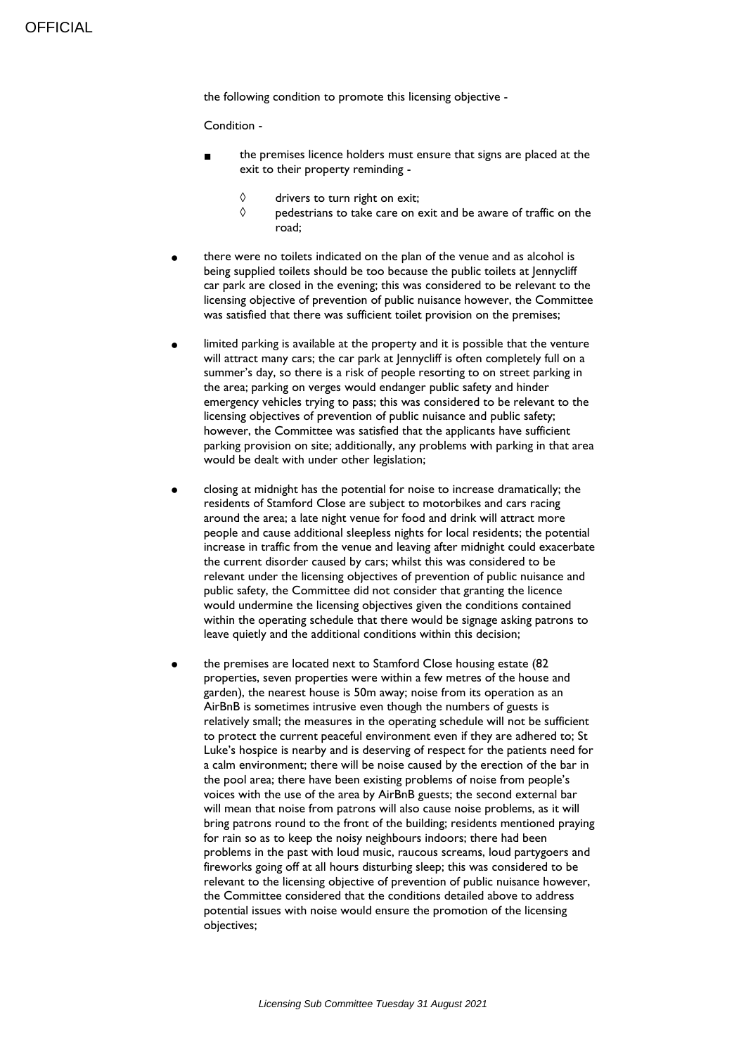the following condition to promote this licensing objective -

Condition -

- the premises licence holders must ensure that signs are placed at the exit to their property reminding -
  - ◊ drivers to turn right on exit;
  - ◊ pedestrians to take care on exit and be aware of traffic on the road;

- there were no toilets indicated on the plan of the venue and as alcohol is being supplied toilets should be too because the public toilets at Jennycliff car park are closed in the evening; this was considered to be relevant to the licensing objective of prevention of public nuisance however, the Committee was satisfied that there was sufficient toilet provision on the premises;

- limited parking is available at the property and it is possible that the venture will attract many cars; the car park at Jennycliff is often completely full on a summer's day, so there is a risk of people resorting to on street parking in the area; parking on verges would endanger public safety and hinder emergency vehicles trying to pass; this was considered to be relevant to the licensing objectives of prevention of public nuisance and public safety; however, the Committee was satisfied that the applicants have sufficient parking provision on site; additionally, any problems with parking in that area would be dealt with under other legislation;

- closing at midnight has the potential for noise to increase dramatically; the residents of Stamford Close are subject to motorbikes and cars racing around the area; a late night venue for food and drink will attract more people and cause additional sleepless nights for local residents; the potential increase in traffic from the venue and leaving after midnight could exacerbate the current disorder caused by cars; whilst this was considered to be relevant under the licensing objectives of prevention of public nuisance and public safety, the Committee did not consider that granting the licence would undermine the licensing objectives given the conditions contained within the operating schedule that there would be signage asking patrons to leave quietly and the additional conditions within this decision;

- the premises are located next to Stamford Close housing estate (82 properties, seven properties were within a few metres of the house and garden), the nearest house is 50m away; noise from its operation as an AirBnB is sometimes intrusive even though the numbers of guests is relatively small; the measures in the operating schedule will not be sufficient to protect the current peaceful environment even if they are adhered to; St Luke's hospice is nearby and is deserving of respect for the patients need for a calm environment; there will be noise caused by the erection of the bar in the pool area; there have been existing problems of noise from people's voices with the use of the area by AirBnB guests; the second external bar will mean that noise from patrons will also cause noise problems, as it will bring patrons round to the front of the building; residents mentioned praying for rain so as to keep the noisy neighbours indoors; there had been problems in the past with loud music, raucous screams, loud partygoers and fireworks going off at all hours disturbing sleep; this was considered to be relevant to the licensing objective of prevention of public nuisance however, the Committee considered that the conditions detailed above to address potential issues with noise would ensure the promotion of the licensing objectives;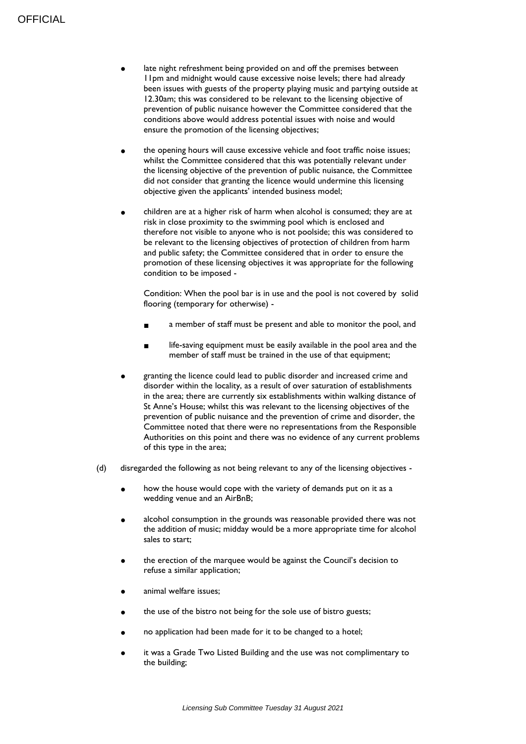- late night refreshment being provided on and off the premises between 11pm and midnight would cause excessive noise levels; there had already been issues with guests of the property playing music and partying outside at 12.30am; this was considered to be relevant to the licensing objective of prevention of public nuisance however the Committee considered that the conditions above would address potential issues with noise and would ensure the promotion of the licensing objectives;

- the opening hours will cause excessive vehicle and foot traffic noise issues; whilst the Committee considered that this was potentially relevant under the licensing objective of the prevention of public nuisance, the Committee did not consider that granting the licence would undermine this licensing objective given the applicants' intended business model;

- children are at a higher risk of harm when alcohol is consumed; they are at risk in close proximity to the swimming pool which is enclosed and therefore not visible to anyone who is not poolside; this was considered to be relevant to the licensing objectives of protection of children from harm and public safety; the Committee considered that in order to ensure the promotion of these licensing objectives it was appropriate for the following condition to be imposed -

  Condition: When the pool bar is in use and the pool is not covered by solid flooring (temporary for otherwise) -

  - a member of staff must be present and able to monitor the pool, and

  - life-saving equipment must be easily available in the pool area and the member of staff must be trained in the use of that equipment;

- granting the licence could lead to public disorder and increased crime and disorder within the locality, as a result of over saturation of establishments in the area; there are currently six establishments within walking distance of St Anne's House; whilst this was relevant to the licensing objectives of the prevention of public nuisance and the prevention of crime and disorder, the Committee noted that there were no representations from the Responsible Authorities on this point and there was no evidence of any current problems of this type in the area;

(d) disregarded the following as not being relevant to any of the licensing objectives -

- how the house would cope with the variety of demands put on it as a wedding venue and an AirBnB;

- alcohol consumption in the grounds was reasonable provided there was not the addition of music; midday would be a more appropriate time for alcohol sales to start;

- the erection of the marquee would be against the Council's decision to refuse a similar application;

- animal welfare issues;

- the use of the bistro not being for the sole use of bistro guests;

- no application had been made for it to be changed to a hotel;

- it was a Grade Two Listed Building and the use was not complimentary to the building;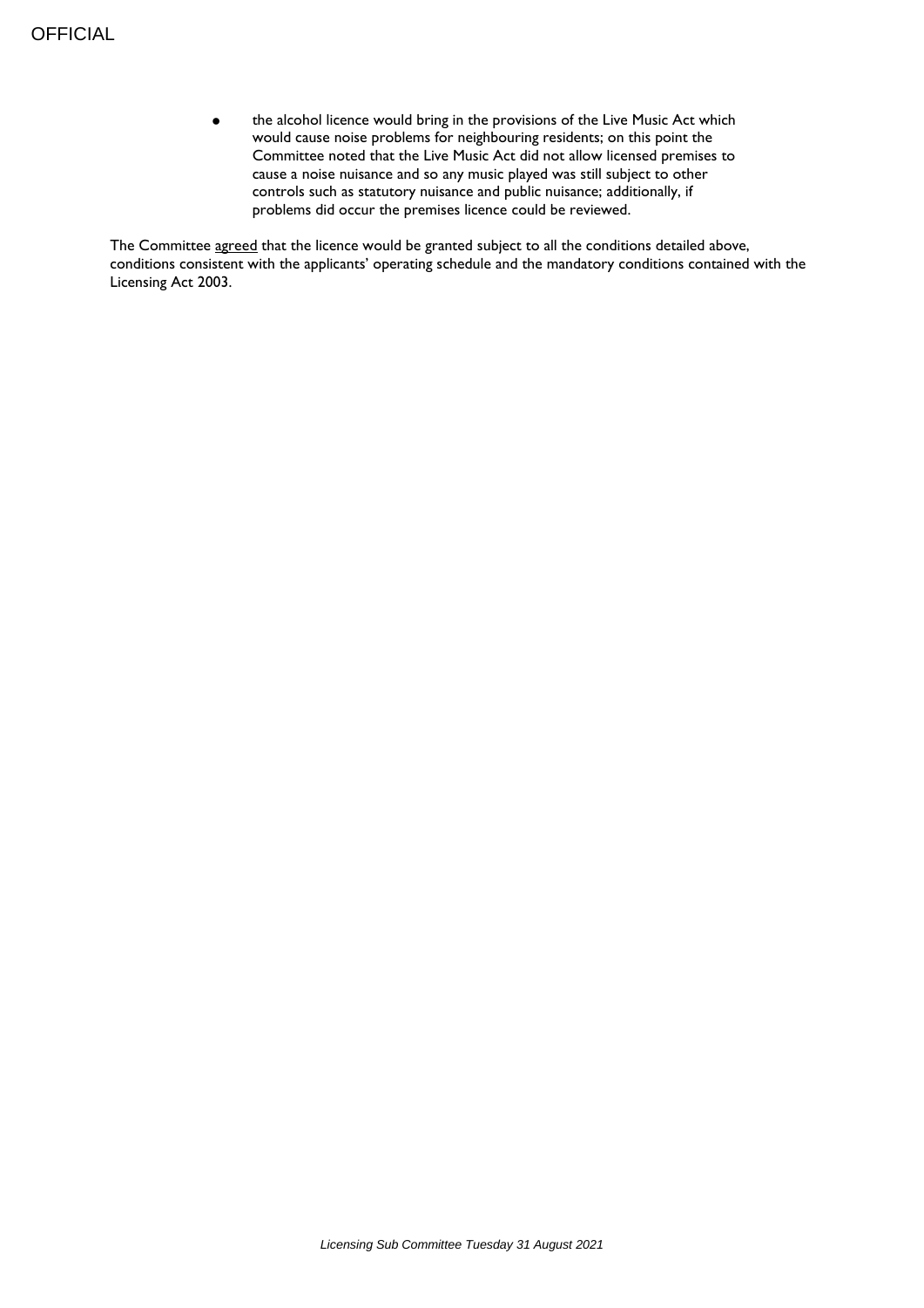- the alcohol licence would bring in the provisions of the Live Music Act which would cause noise problems for neighbouring residents; on this point the Committee noted that the Live Music Act did not allow licensed premises to cause a noise nuisance and so any music played was still subject to other controls such as statutory nuisance and public nuisance; additionally, if problems did occur the premises licence could be reviewed.

The Committee agreed that the licence would be granted subject to all the conditions detailed above, conditions consistent with the applicants' operating schedule and the mandatory conditions contained with the Licensing Act 2003.